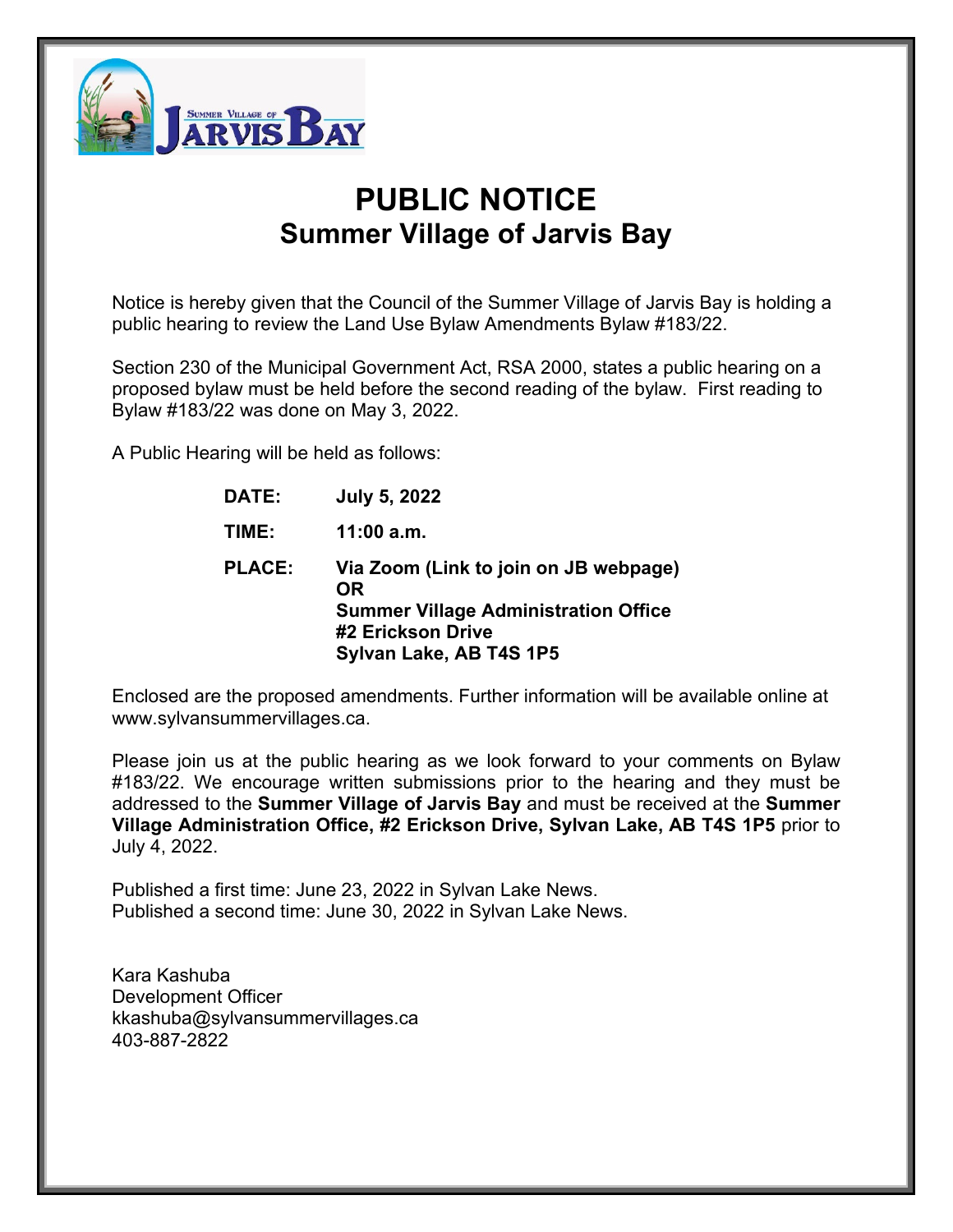# PUBLIC NOTICE
## Summer Village of Jarvis Bay

Notice is hereby given that the Council of the Summer Village of Jarvis Bay is holding a public hearing to review the Land Use Bylaw Amendments Bylaw #183/22.

Section 230 of the Municipal Government Act, RSA 2000, states a public hearing on a proposed bylaw must be held before the second reading of the bylaw. First reading to Bylaw #183/22 was done on May 3, 2022.

A Public Hearing will be held as follows:

**DATE:** **July 5, 2022**

**TIME:** **11:00 a.m.**

**PLACE:** **Via Zoom (Link to join on JB webpage)**
**OR**
**Summer Village Administration Office**
**#2 Erickson Drive**
**Sylvan Lake, AB T4S 1P5**

Enclosed are the proposed amendments. Further information will be available online at www.sylvansummervillages.ca.

Please join us at the public hearing as we look forward to your comments on Bylaw #183/22. We encourage written submissions prior to the hearing and they must be addressed to the **Summer Village of Jarvis Bay** and must be received at the **Summer Village Administration Office, #2 Erickson Drive, Sylvan Lake, AB T4S 1P5** prior to July 4, 2022.

Published a first time: June 23, 2022 in Sylvan Lake News.
Published a second time: June 30, 2022 in Sylvan Lake News.

Kara Kashuba
Development Officer
kkashuba@sylvansummervillages.ca
403-887-2822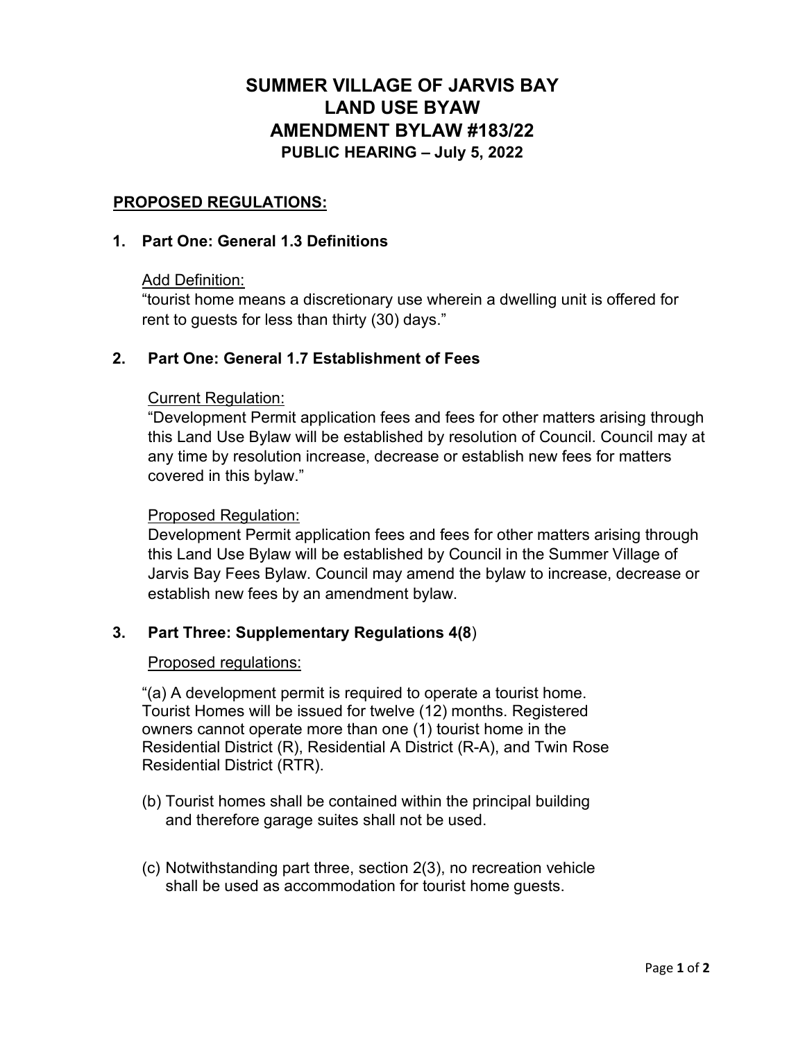# SUMMER VILLAGE OF JARVIS BAY
# LAND USE BYAW
# AMENDMENT BYLAW #183/22
## PUBLIC HEARING – July 5, 2022

## PROPOSED REGULATIONS:

### 1. Part One: General 1.3 Definitions

Add Definition:
"tourist home means a discretionary use wherein a dwelling unit is offered for rent to guests for less than thirty (30) days."

### 2. Part One: General 1.7 Establishment of Fees

Current Regulation:
"Development Permit application fees and fees for other matters arising through this Land Use Bylaw will be established by resolution of Council. Council may at any time by resolution increase, decrease or establish new fees for matters covered in this bylaw."

Proposed Regulation:
Development Permit application fees and fees for other matters arising through this Land Use Bylaw will be established by Council in the Summer Village of Jarvis Bay Fees Bylaw. Council may amend the bylaw to increase, decrease or establish new fees by an amendment bylaw.

### 3. Part Three: Supplementary Regulations 4(8)

Proposed regulations:

"(a) A development permit is required to operate a tourist home. Tourist Homes will be issued for twelve (12) months. Registered owners cannot operate more than one (1) tourist home in the Residential District (R), Residential A District (R-A), and Twin Rose Residential District (RTR).

(b) Tourist homes shall be contained within the principal building and therefore garage suites shall not be used.

(c) Notwithstanding part three, section 2(3), no recreation vehicle shall be used as accommodation for tourist home guests.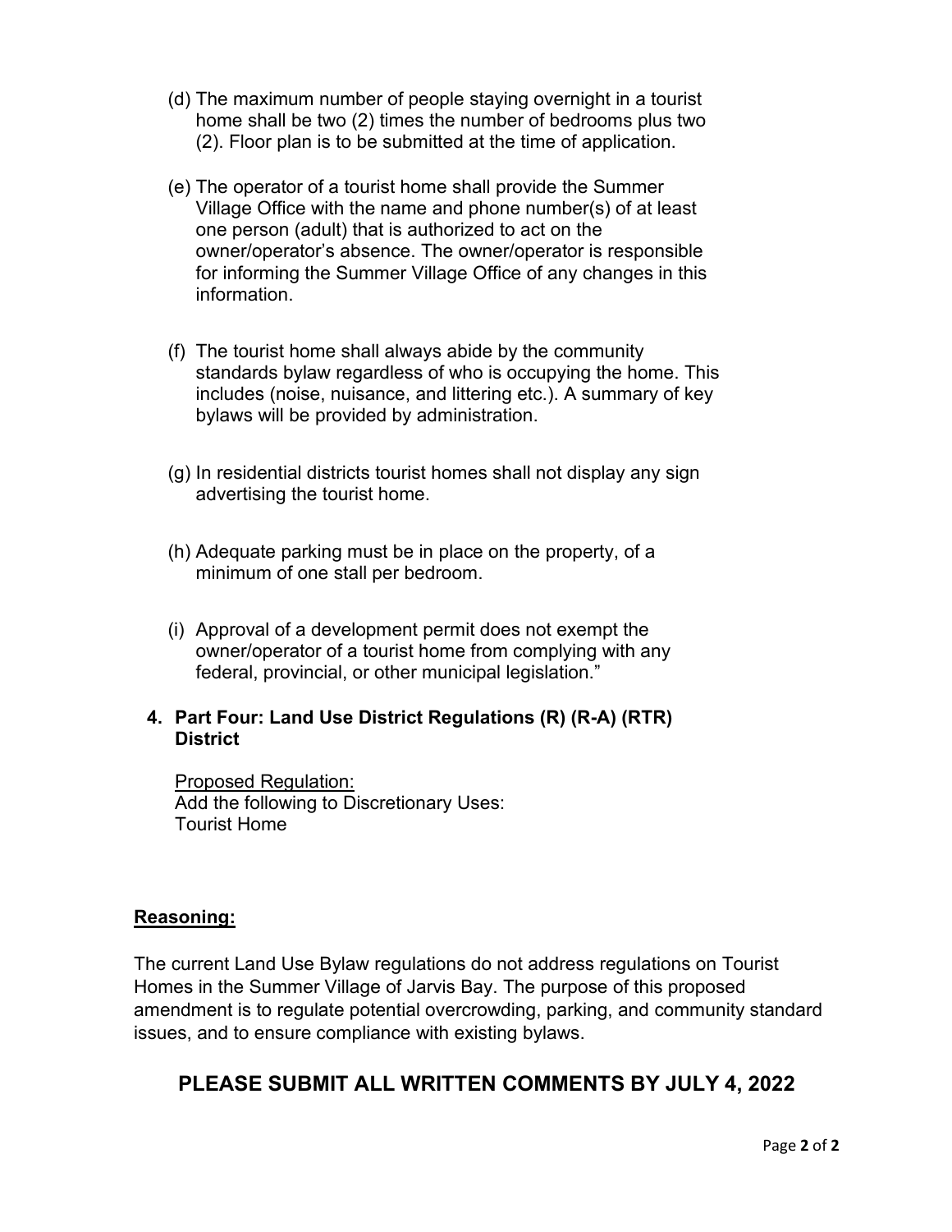(d) The maximum number of people staying overnight in a tourist home shall be two (2) times the number of bedrooms plus two (2). Floor plan is to be submitted at the time of application.

(e) The operator of a tourist home shall provide the Summer Village Office with the name and phone number(s) of at least one person (adult) that is authorized to act on the owner/operator's absence. The owner/operator is responsible for informing the Summer Village Office of any changes in this information.

(f) The tourist home shall always abide by the community standards bylaw regardless of who is occupying the home. This includes (noise, nuisance, and littering etc.). A summary of key bylaws will be provided by administration.

(g) In residential districts tourist homes shall not display any sign advertising the tourist home.

(h) Adequate parking must be in place on the property, of a minimum of one stall per bedroom.

(i) Approval of a development permit does not exempt the owner/operator of a tourist home from complying with any federal, provincial, or other municipal legislation."

**4. Part Four: Land Use District Regulations (R) (R-A) (RTR) District**

Proposed Regulation:
Add the following to Discretionary Uses:
Tourist Home

**Reasoning:**

The current Land Use Bylaw regulations do not address regulations on Tourist Homes in the Summer Village of Jarvis Bay. The purpose of this proposed amendment is to regulate potential overcrowding, parking, and community standard issues, and to ensure compliance with existing bylaws.

## PLEASE SUBMIT ALL WRITTEN COMMENTS BY JULY 4, 2022